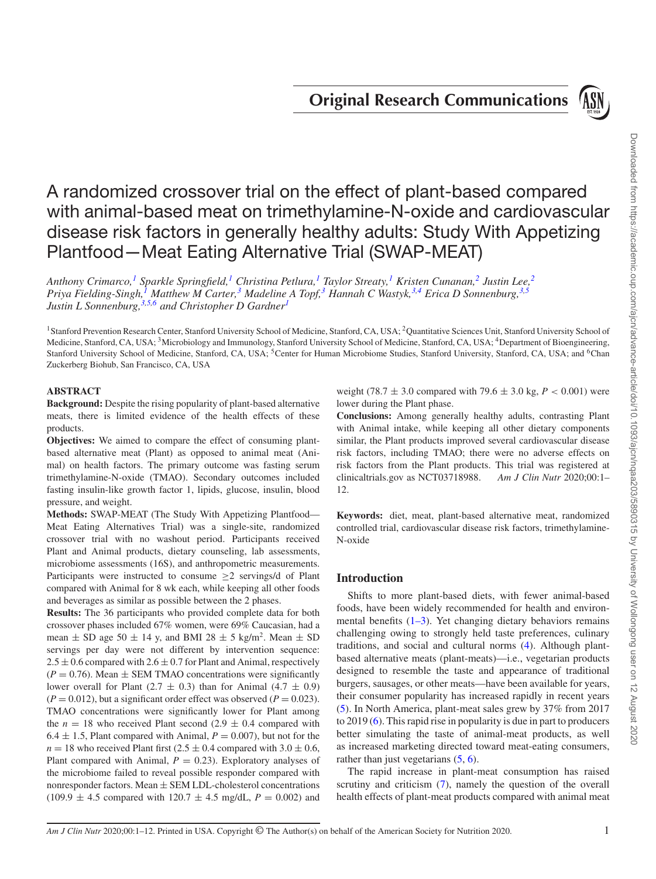Original Research Communications

# A randomized crossover trial on the effect of plant-based compared with animal-based meat on trimethylamine-N-oxide and cardiovascular disease risk factors in generally healthy adults: Study With Appetizing Plantfood—Meat Eating Alternative Trial (SWAP-MEAT)

*Anthony Crimarco,[1] Sparkle Springfield,[1] Christina Petlura,[1] Taylor Streaty,[1] Kristen Cunanan,[2] Justin Lee,[2] Priya Fielding-Singh,[1] Matthew M Carter,[3] Madeline A Topf,[3] Hannah C Wastyk,[3,4] Erica D Sonnenburg,[3,5] Justin L Sonnenburg,[3,5,6] and Christopher D Gardner[1]*

[1]Stanford Prevention Research Center, Stanford University School of Medicine, Stanford, CA, USA; [2]Quantitative Sciences Unit, Stanford University School of Medicine, Stanford, CA, USA; [3]Microbiology and Immunology, Stanford University School of Medicine, Stanford, CA, USA; [4]Department of Bioengineering, Stanford University School of Medicine, Stanford, CA, USA; [5]Center for Human Microbiome Studies, Stanford University, Stanford, CA, USA; and [6]Chan Zuckerberg Biohub, San Francisco, CA, USA

## ABSTRACT

**Background:** Despite the rising popularity of plant-based alternative meats, there is limited evidence of the health effects of these products.

**Objectives:** We aimed to compare the effect of consuming plant-based alternative meat (Plant) as opposed to animal meat (Animal) on health factors. The primary outcome was fasting serum trimethylamine-N-oxide (TMAO). Secondary outcomes included fasting insulin-like growth factor 1, lipids, glucose, insulin, blood pressure, and weight.

**Methods:** SWAP-MEAT (The Study With Appetizing Plantfood—Meat Eating Alternatives Trial) was a single-site, randomized crossover trial with no washout period. Participants received Plant and Animal products, dietary counseling, lab assessments, microbiome assessments (16S), and anthropometric measurements. Participants were instructed to consume ≥2 servings/d of Plant compared with Animal for 8 wk each, while keeping all other foods and beverages as similar as possible between the 2 phases.

**Results:** The 36 participants who provided complete data for both crossover phases included 67% women, were 69% Caucasian, had a mean ± SD age 50 ± 14 y, and BMI 28 ± 5 kg/m$^2$. Mean ± SD servings per day were not different by intervention sequence: 2.5 ± 0.6 compared with 2.6 ± 0.7 for Plant and Animal, respectively ($P = 0.76$). Mean ± SEM TMAO concentrations were significantly lower overall for Plant (2.7 ± 0.3) than for Animal (4.7 ± 0.9) ($P = 0.012$), but a significant order effect was observed ($P = 0.023$). TMAO concentrations were significantly lower for Plant among the $n = 18$ who received Plant second (2.9 ± 0.4 compared with 6.4 ± 1.5, Plant compared with Animal, $P = 0.007$), but not for the $n = 18$ who received Plant first (2.5 ± 0.4 compared with 3.0 ± 0.6, Plant compared with Animal, $P = 0.23$). Exploratory analyses of the microbiome failed to reveal possible responder compared with nonresponder factors. Mean ± SEM LDL-cholesterol concentrations (109.9 ± 4.5 compared with 120.7 ± 4.5 mg/dL, $P = 0.002$) and weight (78.7 ± 3.0 compared with 79.6 ± 3.0 kg, $P < 0.001$) were lower during the Plant phase.

**Conclusions:** Among generally healthy adults, contrasting Plant with Animal intake, while keeping all other dietary components similar, the Plant products improved several cardiovascular disease risk factors, including TMAO; there were no adverse effects on risk factors from the Plant products. This trial was registered at clinicaltrials.gov as NCT03718988. *Am J Clin Nutr* 2020;00:1–12.

**Keywords:** diet, meat, plant-based alternative meat, randomized controlled trial, cardiovascular disease risk factors, trimethylamine-N-oxide

## Introduction

Shifts to more plant-based diets, with fewer animal-based foods, have been widely recommended for health and environmental benefits (1–3). Yet changing dietary behaviors remains challenging owing to strongly held taste preferences, culinary traditions, and social and cultural norms (4). Although plant-based alternative meats (plant-meats)—i.e., vegetarian products designed to resemble the taste and appearance of traditional burgers, sausages, or other meats—have been available for years, their consumer popularity has increased rapidly in recent years (5). In North America, plant-meat sales grew by 37% from 2017 to 2019 (6). This rapid rise in popularity is due in part to producers better simulating the taste of animal-meat products, as well as increased marketing directed toward meat-eating consumers, rather than just vegetarians (5, 6).

The rapid increase in plant-meat consumption has raised scrutiny and criticism (7), namely the question of the overall health effects of plant-meat products compared with animal meat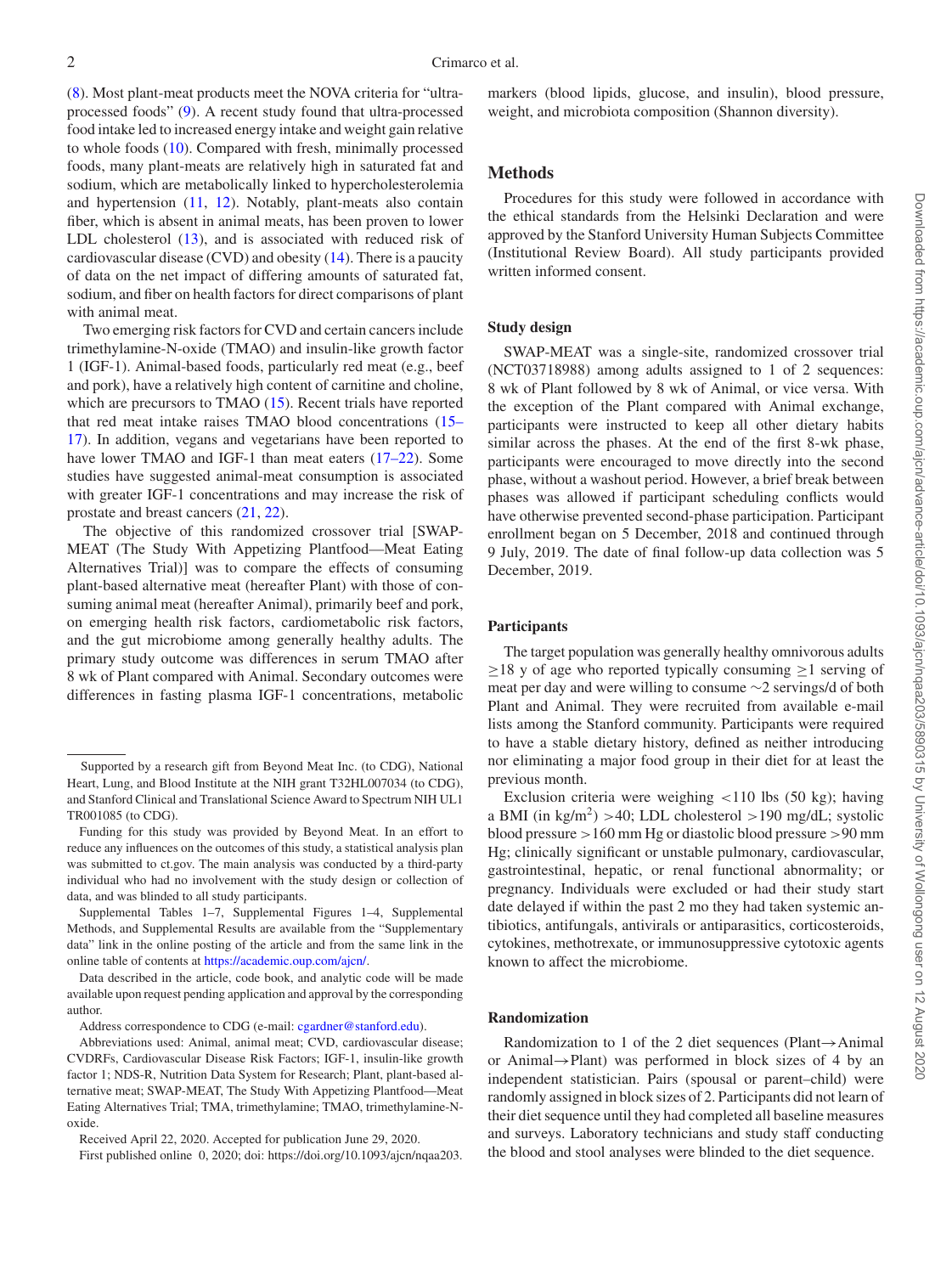(8). Most plant-meat products meet the NOVA criteria for "ultra-processed foods" (9). A recent study found that ultra-processed food intake led to increased energy intake and weight gain relative to whole foods (10). Compared with fresh, minimally processed foods, many plant-meats are relatively high in saturated fat and sodium, which are metabolically linked to hypercholesterolemia and hypertension (11, 12). Notably, plant-meats also contain fiber, which is absent in animal meats, has been proven to lower LDL cholesterol (13), and is associated with reduced risk of cardiovascular disease (CVD) and obesity (14). There is a paucity of data on the net impact of differing amounts of saturated fat, sodium, and fiber on health factors for direct comparisons of plant with animal meat.

Two emerging risk factors for CVD and certain cancers include trimethylamine-N-oxide (TMAO) and insulin-like growth factor 1 (IGF-1). Animal-based foods, particularly red meat (e.g., beef and pork), have a relatively high content of carnitine and choline, which are precursors to TMAO (15). Recent trials have reported that red meat intake raises TMAO blood concentrations (15–17). In addition, vegans and vegetarians have been reported to have lower TMAO and IGF-1 than meat eaters (17–22). Some studies have suggested animal-meat consumption is associated with greater IGF-1 concentrations and may increase the risk of prostate and breast cancers (21, 22).

The objective of this randomized crossover trial [SWAP-MEAT (The Study With Appetizing Plantfood—Meat Eating Alternatives Trial)] was to compare the effects of consuming plant-based alternative meat (hereafter Plant) with those of consuming animal meat (hereafter Animal), primarily beef and pork, on emerging health risk factors, cardiometabolic risk factors, and the gut microbiome among generally healthy adults. The primary study outcome was differences in serum TMAO after 8 wk of Plant compared with Animal. Secondary outcomes were differences in fasting plasma IGF-1 concentrations, metabolic markers (blood lipids, glucose, and insulin), blood pressure, weight, and microbiota composition (Shannon diversity).

Supported by a research gift from Beyond Meat Inc. (to CDG), National Heart, Lung, and Blood Institute at the NIH grant T32HL007034 (to CDG), and Stanford Clinical and Translational Science Award to Spectrum NIH UL1 TR001085 (to CDG).

Funding for this study was provided by Beyond Meat. In an effort to reduce any influences on the outcomes of this study, a statistical analysis plan was submitted to ct.gov. The main analysis was conducted by a third-party individual who had no involvement with the study design or collection of data, and was blinded to all study participants.

Supplemental Tables 1–7, Supplemental Figures 1–4, Supplemental Methods, and Supplemental Results are available from the "Supplementary data" link in the online posting of the article and from the same link in the online table of contents at https://academic.oup.com/ajcn/.

Data described in the article, code book, and analytic code will be made available upon request pending application and approval by the corresponding author.

Address correspondence to CDG (e-mail: cgardner@stanford.edu).

Abbreviations used: Animal, animal meat; CVD, cardiovascular disease; CVDRFs, Cardiovascular Disease Risk Factors; IGF-1, insulin-like growth factor 1; NDS-R, Nutrition Data System for Research; Plant, plant-based alternative meat; SWAP-MEAT, The Study With Appetizing Plantfood—Meat Eating Alternatives Trial; TMA, trimethylamine; TMAO, trimethylamine-N-oxide.

Received April 22, 2020. Accepted for publication June 29, 2020.

First published online 0, 2020; doi: https://doi.org/10.1093/ajcn/nqaa203.

## Methods

Procedures for this study were followed in accordance with the ethical standards from the Helsinki Declaration and were approved by the Stanford University Human Subjects Committee (Institutional Review Board). All study participants provided written informed consent.

### Study design

SWAP-MEAT was a single-site, randomized crossover trial (NCT03718988) among adults assigned to 1 of 2 sequences: 8 wk of Plant followed by 8 wk of Animal, or vice versa. With the exception of the Plant compared with Animal exchange, participants were instructed to keep all other dietary habits similar across the phases. At the end of the first 8-wk phase, participants were encouraged to move directly into the second phase, without a washout period. However, a brief break between phases was allowed if participant scheduling conflicts would have otherwise prevented second-phase participation. Participant enrollment began on 5 December, 2018 and continued through 9 July, 2019. The date of final follow-up data collection was 5 December, 2019.

### Participants

The target population was generally healthy omnivorous adults ≥18 y of age who reported typically consuming ≥1 serving of meat per day and were willing to consume ∼2 servings/d of both Plant and Animal. They were recruited from available e-mail lists among the Stanford community. Participants were required to have a stable dietary history, defined as neither introducing nor eliminating a major food group in their diet for at least the previous month.

Exclusion criteria were weighing <110 lbs (50 kg); having a BMI (in kg/m$^2$) >40; LDL cholesterol >190 mg/dL; systolic blood pressure >160 mm Hg or diastolic blood pressure >90 mm Hg; clinically significant or unstable pulmonary, cardiovascular, gastrointestinal, hepatic, or renal functional abnormality; or pregnancy. Individuals were excluded or had their study start date delayed if within the past 2 mo they had taken systemic antibiotics, antifungals, antivirals or antiparasitics, corticosteroids, cytokines, methotrexate, or immunosuppressive cytotoxic agents known to affect the microbiome.

### Randomization

Randomization to 1 of the 2 diet sequences (Plant→Animal or Animal→Plant) was performed in block sizes of 4 by an independent statistician. Pairs (spousal or parent–child) were randomly assigned in block sizes of 2. Participants did not learn of their diet sequence until they had completed all baseline measures and surveys. Laboratory technicians and study staff conducting the blood and stool analyses were blinded to the diet sequence.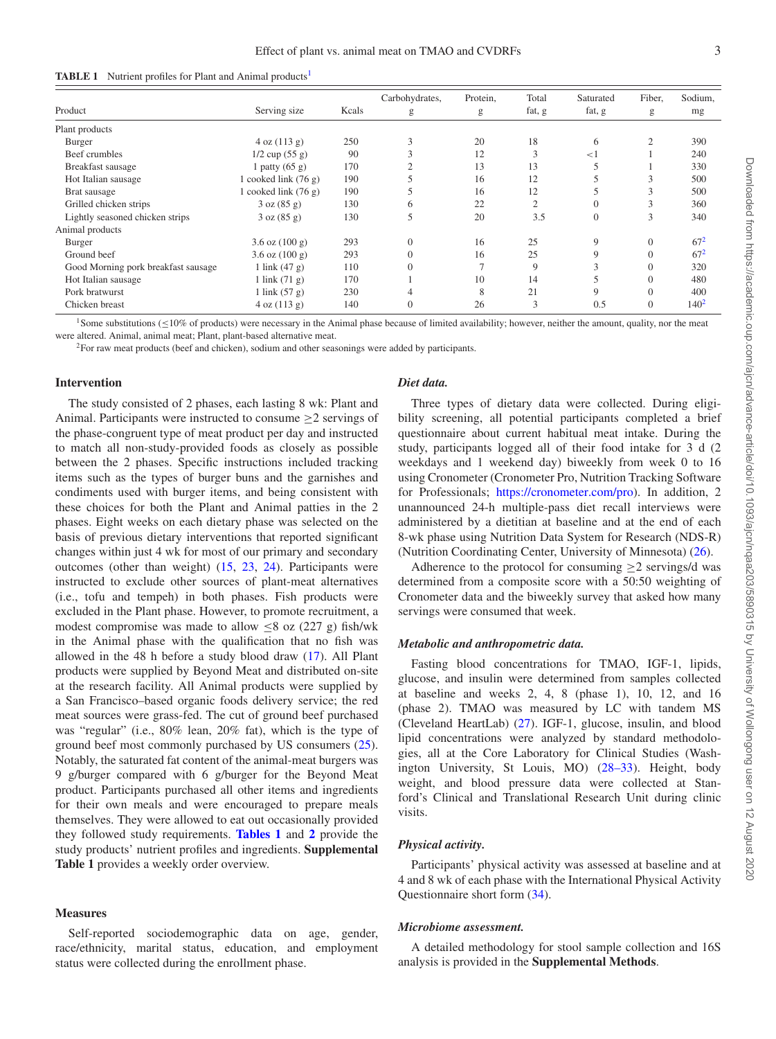**TABLE 1** Nutrient profiles for Plant and Animal products[1]

| Product | Serving size | Kcals | Carbohydrates, g | Protein, g | Total fat, g | Saturated fat, g | Fiber, g | Sodium, mg |
|---|---|---|---|---|---|---|---|---|
| Plant products | | | | | | | | |
| Burger | 4 oz (113 g) | 250 | 3 | 20 | 18 | 6 | 2 | 390 |
| Beef crumbles | 1/2 cup (55 g) | 90 | 3 | 12 | 3 | <1 | 1 | 240 |
| Breakfast sausage | 1 patty (65 g) | 170 | 2 | 13 | 13 | 5 | 1 | 330 |
| Hot Italian sausage | 1 cooked link (76 g) | 190 | 5 | 16 | 12 | 5 | 3 | 500 |
| Brat sausage | 1 cooked link (76 g) | 190 | 5 | 16 | 12 | 5 | 3 | 500 |
| Grilled chicken strips | 3 oz (85 g) | 130 | 6 | 22 | 2 | 0 | 3 | 360 |
| Lightly seasoned chicken strips | 3 oz (85 g) | 130 | 5 | 20 | 3.5 | 0 | 3 | 340 |
| Animal products | | | | | | | | |
| Burger | 3.6 oz (100 g) | 293 | 0 | 16 | 25 | 9 | 0 | 67[2] |
| Ground beef | 3.6 oz (100 g) | 293 | 0 | 16 | 25 | 9 | 0 | 67[2] |
| Good Morning pork breakfast sausage | 1 link (47 g) | 110 | 0 | 7 | 9 | 3 | 0 | 320 |
| Hot Italian sausage | 1 link (71 g) | 170 | 1 | 10 | 14 | 5 | 0 | 480 |
| Pork bratwurst | 1 link (57 g) | 230 | 4 | 8 | 21 | 9 | 0 | 400 |
| Chicken breast | 4 oz (113 g) | 140 | 0 | 26 | 3 | 0.5 | 0 | 140[2] |

[1]Some substitutions (≤10% of products) were necessary in the Animal phase because of limited availability; however, neither the amount, quality, nor the meat were altered. Animal, animal meat; Plant, plant-based alternative meat.

[2]For raw meat products (beef and chicken), sodium and other seasonings were added by participants.

## Intervention

The study consisted of 2 phases, each lasting 8 wk: Plant and Animal. Participants were instructed to consume ≥2 servings of the phase-congruent type of meat product per day and instructed to match all non-study-provided foods as closely as possible between the 2 phases. Specific instructions included tracking items such as the types of burger buns and the garnishes and condiments used with burger items, and being consistent with these choices for both the Plant and Animal patties in the 2 phases. Eight weeks on each dietary phase was selected on the basis of previous dietary interventions that reported significant changes within just 4 wk for most of our primary and secondary outcomes (other than weight) (15, 23, 24). Participants were instructed to exclude other sources of plant-meat alternatives (i.e., tofu and tempeh) in both phases. Fish products were excluded in the Plant phase. However, to promote recruitment, a modest compromise was made to allow ≤8 oz (227 g) fish/wk in the Animal phase with the qualification that no fish was allowed in the 48 h before a study blood draw (17). All Plant products were supplied by Beyond Meat and distributed on-site at the research facility. All Animal products were supplied by a San Francisco–based organic foods delivery service; the red meat sources were grass-fed. The cut of ground beef purchased was "regular" (i.e., 80% lean, 20% fat), which is the type of ground beef most commonly purchased by US consumers (25). Notably, the saturated fat content of the animal-meat burgers was 9 g/burger compared with 6 g/burger for the Beyond Meat product. Participants purchased all other items and ingredients for their own meals and were encouraged to prepare meals themselves. They were allowed to eat out occasionally provided they followed study requirements. **Tables 1** and **2** provide the study products' nutrient profiles and ingredients. **Supplemental Table 1** provides a weekly order overview.

## Measures

Self-reported sociodemographic data on age, gender, race/ethnicity, marital status, education, and employment status were collected during the enrollment phase.

### *Diet data.*

Three types of dietary data were collected. During eligibility screening, all potential participants completed a brief questionnaire about current habitual meat intake. During the study, participants logged all of their food intake for 3 d (2 weekdays and 1 weekend day) biweekly from week 0 to 16 using Cronometer (Cronometer Pro, Nutrition Tracking Software for Professionals; https://cronometer.com/pro). In addition, 2 unannounced 24-h multiple-pass diet recall interviews were administered by a dietitian at baseline and at the end of each 8-wk phase using Nutrition Data System for Research (NDS-R) (Nutrition Coordinating Center, University of Minnesota) (26).

Adherence to the protocol for consuming ≥2 servings/d was determined from a composite score with a 50:50 weighting of Cronometer data and the biweekly survey that asked how many servings were consumed that week.

### *Metabolic and anthropometric data.*

Fasting blood concentrations for TMAO, IGF-1, lipids, glucose, and insulin were determined from samples collected at baseline and weeks 2, 4, 8 (phase 1), 10, 12, and 16 (phase 2). TMAO was measured by LC with tandem MS (Cleveland HeartLab) (27). IGF-1, glucose, insulin, and blood lipid concentrations were analyzed by standard methodologies, all at the Core Laboratory for Clinical Studies (Washington University, St Louis, MO) (28–33). Height, body weight, and blood pressure data were collected at Stanford's Clinical and Translational Research Unit during clinic visits.

### *Physical activity.*

Participants' physical activity was assessed at baseline and at 4 and 8 wk of each phase with the International Physical Activity Questionnaire short form (34).

### *Microbiome assessment.*

A detailed methodology for stool sample collection and 16S analysis is provided in the **Supplemental Methods**.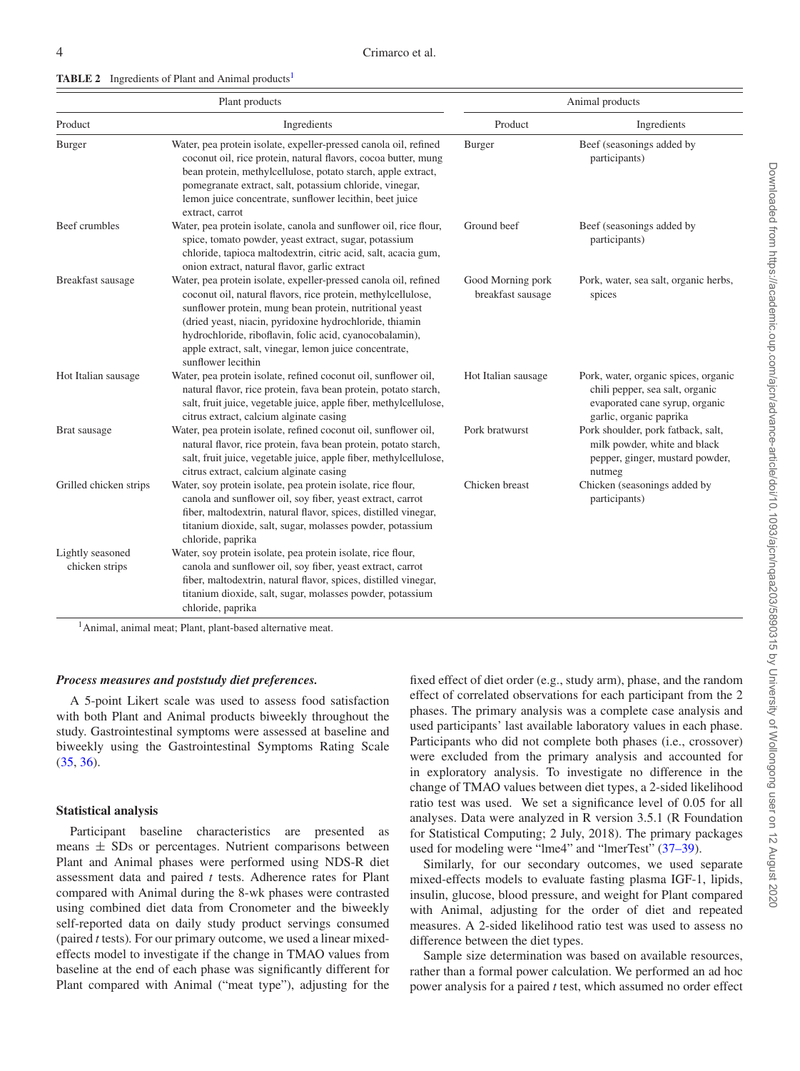**TABLE 2** Ingredients of Plant and Animal products[1]

| Plant products | | Animal products | |
|---|---|---|---|
| Product | Ingredients | Product | Ingredients |
| Burger | Water, pea protein isolate, expeller-pressed canola oil, refined coconut oil, rice protein, natural flavors, cocoa butter, mung bean protein, methylcellulose, potato starch, apple extract, pomegranate extract, salt, potassium chloride, vinegar, lemon juice concentrate, sunflower lecithin, beet juice extract, carrot | Burger | Beef (seasonings added by participants) |
| Beef crumbles | Water, pea protein isolate, canola and sunflower oil, rice flour, spice, tomato powder, yeast extract, sugar, potassium chloride, tapioca maltodextrin, citric acid, salt, acacia gum, onion extract, natural flavor, garlic extract | Ground beef | Beef (seasonings added by participants) |
| Breakfast sausage | Water, pea protein isolate, expeller-pressed canola oil, refined coconut oil, natural flavors, rice protein, methylcellulose, sunflower protein, mung bean protein, nutritional yeast (dried yeast, niacin, pyridoxine hydrochloride, thiamin hydrochloride, riboflavin, folic acid, cyanocobalamin), apple extract, salt, vinegar, lemon juice concentrate, sunflower lecithin | Good Morning pork breakfast sausage | Pork, water, sea salt, organic herbs, spices |
| Hot Italian sausage | Water, pea protein isolate, refined coconut oil, sunflower oil, natural flavor, rice protein, fava bean protein, potato starch, salt, fruit juice, vegetable juice, apple fiber, methylcellulose, citrus extract, calcium alginate casing | Hot Italian sausage | Pork, water, organic spices, organic chili pepper, sea salt, organic evaporated cane syrup, organic garlic, organic paprika |
| Brat sausage | Water, pea protein isolate, refined coconut oil, sunflower oil, natural flavor, rice protein, fava bean protein, potato starch, salt, fruit juice, vegetable juice, apple fiber, methylcellulose, citrus extract, calcium alginate casing | Pork bratwurst | Pork shoulder, pork fatback, salt, milk powder, white and black pepper, ginger, mustard powder, nutmeg |
| Grilled chicken strips | Water, soy protein isolate, pea protein isolate, rice flour, canola and sunflower oil, soy fiber, yeast extract, carrot fiber, maltodextrin, natural flavor, spices, distilled vinegar, titanium dioxide, salt, sugar, molasses powder, potassium chloride, paprika | Chicken breast | Chicken (seasonings added by participants) |
| Lightly seasoned chicken strips | Water, soy protein isolate, pea protein isolate, rice flour, canola and sunflower oil, soy fiber, yeast extract, carrot fiber, maltodextrin, natural flavor, spices, distilled vinegar, titanium dioxide, salt, sugar, molasses powder, potassium chloride, paprika | | |

[1]Animal, animal meat; Plant, plant-based alternative meat.

#### *Process measures and poststudy diet preferences.*

A 5-point Likert scale was used to assess food satisfaction with both Plant and Animal products biweekly throughout the study. Gastrointestinal symptoms were assessed at baseline and biweekly using the Gastrointestinal Symptoms Rating Scale (35, 36).

### Statistical analysis

Participant baseline characteristics are presented as means ± SDs or percentages. Nutrient comparisons between Plant and Animal phases were performed using NDS-R diet assessment data and paired *t* tests. Adherence rates for Plant compared with Animal during the 8-wk phases were contrasted using combined diet data from Cronometer and the biweekly self-reported data on daily study product servings consumed (paired *t* tests). For our primary outcome, we used a linear mixed-effects model to investigate if the change in TMAO values from baseline at the end of each phase was significantly different for Plant compared with Animal ("meat type"), adjusting for the fixed effect of diet order (e.g., study arm), phase, and the random effect of correlated observations for each participant from the 2 phases. The primary analysis was a complete case analysis and used participants' last available laboratory values in each phase. Participants who did not complete both phases (i.e., crossover) were excluded from the primary analysis and accounted for in exploratory analysis. To investigate no difference in the change of TMAO values between diet types, a 2-sided likelihood ratio test was used. We set a significance level of 0.05 for all analyses. Data were analyzed in R version 3.5.1 (R Foundation for Statistical Computing; 2 July, 2018). The primary packages used for modeling were "lme4" and "lmerTest" (37–39).

Similarly, for our secondary outcomes, we used separate mixed-effects models to evaluate fasting plasma IGF-1, lipids, insulin, glucose, blood pressure, and weight for Plant compared with Animal, adjusting for the order of diet and repeated measures. A 2-sided likelihood ratio test was used to assess no difference between the diet types.

Sample size determination was based on available resources, rather than a formal power calculation. We performed an ad hoc power analysis for a paired *t* test, which assumed no order effect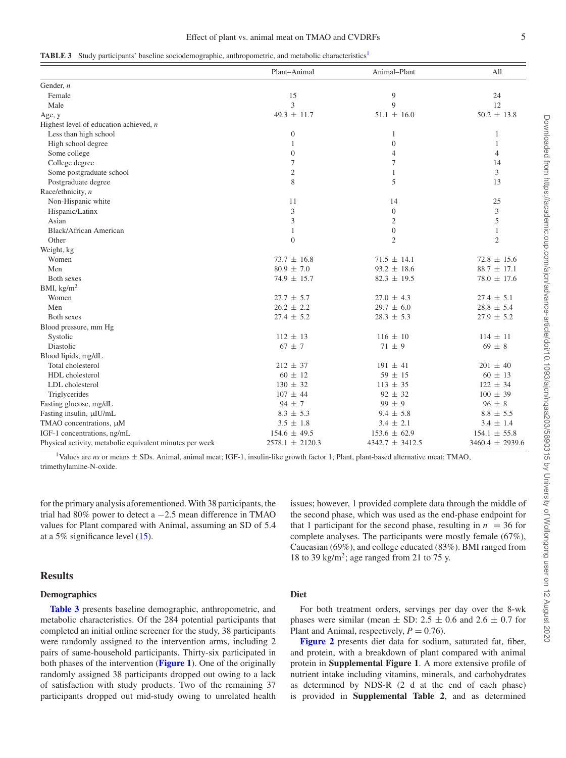**TABLE 3** Study participants' baseline sociodemographic, anthropometric, and metabolic characteristics[1]

| | Plant–Animal | Animal–Plant | All |
|---|---|---|---|
| Gender, *n* | | | |
| Female | 15 | 9 | 24 |
| Male | 3 | 9 | 12 |
| Age, y | 49.3 ± 11.7 | 51.1 ± 16.0 | 50.2 ± 13.8 |
| Highest level of education achieved, *n* | | | |
| Less than high school | 0 | 1 | 1 |
| High school degree | 1 | 0 | 1 |
| Some college | 0 | 4 | 4 |
| College degree | 7 | 7 | 14 |
| Some postgraduate school | 2 | 1 | 3 |
| Postgraduate degree | 8 | 5 | 13 |
| Race/ethnicity, *n* | | | |
| Non-Hispanic white | 11 | 14 | 25 |
| Hispanic/Latinx | 3 | 0 | 3 |
| Asian | 3 | 2 | 5 |
| Black/African American | 1 | 0 | 1 |
| Other | 0 | 2 | 2 |
| Weight, kg | | | |
| Women | 73.7 ± 16.8 | 71.5 ± 14.1 | 72.8 ± 15.6 |
| Men | 80.9 ± 7.0 | 93.2 ± 18.6 | 88.7 ± 17.1 |
| Both sexes | 74.9 ± 15.7 | 82.3 ± 19.5 | 78.0 ± 17.6 |
| BMI, kg/m$^2$ | | | |
| Women | 27.7 ± 5.7 | 27.0 ± 4.3 | 27.4 ± 5.1 |
| Men | 26.2 ± 2.2 | 29.7 ± 6.0 | 28.8 ± 5.4 |
| Both sexes | 27.4 ± 5.2 | 28.3 ± 5.3 | 27.9 ± 5.2 |
| Blood pressure, mm Hg | | | |
| Systolic | 112 ± 13 | 116 ± 10 | 114 ± 11 |
| Diastolic | 67 ± 7 | 71 ± 9 | 69 ± 8 |
| Blood lipids, mg/dL | | | |
| Total cholesterol | 212 ± 37 | 191 ± 41 | 201 ± 40 |
| HDL cholesterol | 60 ± 12 | 59 ± 15 | 60 ± 13 |
| LDL cholesterol | 130 ± 32 | 113 ± 35 | 122 ± 34 |
| Triglycerides | 107 ± 44 | 92 ± 32 | 100 ± 39 |
| Fasting glucose, mg/dL | 94 ± 7 | 99 ± 9 | 96 ± 8 |
| Fasting insulin, μIU/mL | 8.3 ± 5.3 | 9.4 ± 5.8 | 8.8 ± 5.5 |
| TMAO concentrations, μM | 3.5 ± 1.8 | 3.4 ± 2.1 | 3.4 ± 1.4 |
| IGF-1 concentrations, ng/mL | 154.6 ± 49.5 | 153.6 ± 62.9 | 154.1 ± 55.8 |
| Physical activity, metabolic equivalent minutes per week | 2578.1 ± 2120.3 | 4342.7 ± 3412.5 | 3460.4 ± 2939.6 |

[1]Values are *ns* or means ± SDs. Animal, animal meat; IGF-1, insulin-like growth factor 1; Plant, plant-based alternative meat; TMAO, trimethylamine-N-oxide.

for the primary analysis aforementioned. With 38 participants, the trial had 80% power to detect a −2.5 mean difference in TMAO values for Plant compared with Animal, assuming an SD of 5.4 at a 5% significance level (15).

## Results

### Demographics

**Table 3** presents baseline demographic, anthropometric, and metabolic characteristics. Of the 284 potential participants that completed an initial online screener for the study, 38 participants were randomly assigned to the intervention arms, including 2 pairs of same-household participants. Thirty-six participated in both phases of the intervention (**Figure 1**). One of the originally randomly assigned 38 participants dropped out owing to a lack of satisfaction with study products. Two of the remaining 37 participants dropped out mid-study owing to unrelated health issues; however, 1 provided complete data through the middle of the second phase, which was used as the end-phase endpoint for that 1 participant for the second phase, resulting in $n = 36$ for complete analyses. The participants were mostly female (67%), Caucasian (69%), and college educated (83%). BMI ranged from 18 to 39 kg/m$^2$; age ranged from 21 to 75 y.

### Diet

For both treatment orders, servings per day over the 8-wk phases were similar (mean ± SD: 2.5 ± 0.6 and 2.6 ± 0.7 for Plant and Animal, respectively, $P = 0.76$).

**Figure 2** presents diet data for sodium, saturated fat, fiber, and protein, with a breakdown of plant compared with animal protein in **Supplemental Figure 1**. A more extensive profile of nutrient intake including vitamins, minerals, and carbohydrates as determined by NDS-R (2 d at the end of each phase) is provided in **Supplemental Table 2**, and as determined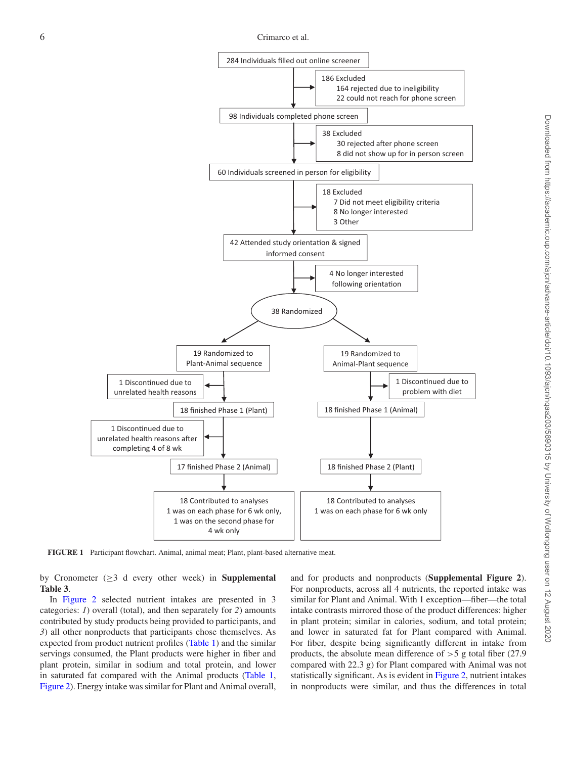284 Individuals filled out online screener

186 Excluded
- 164 rejected due to ineligibility
- 22 could not reach for phone screen

98 Individuals completed phone screen

38 Excluded
- 30 rejected after phone screen
- 8 did not show up for in person screen

60 Individuals screened in person for eligibility

18 Excluded
- 7 Did not meet eligibility criteria
- 8 No longer interested
- 3 Other

42 Attended study orientation & signed informed consent

4 No longer interested following orientation

38 Randomized

19 Randomized to Plant-Animal sequence

1 Discontinued due to unrelated health reasons

18 finished Phase 1 (Plant)

1 Discontinued due to unrelated health reasons after completing 4 of 8 wk

17 finished Phase 2 (Animal)

18 Contributed to analyses
1 was on each phase for 6 wk only,
1 was on the second phase for 4 wk only

19 Randomized to Animal-Plant sequence

1 Discontinued due to problem with diet

18 finished Phase 1 (Animal)

18 finished Phase 2 (Plant)

18 Contributed to analyses
1 was on each phase for 6 wk only

**FIGURE 1** Participant flowchart. Animal, animal meat; Plant, plant-based alternative meat.

by Cronometer (≥3 d every other week) in **Supplemental Table 3**.

In Figure 2 selected nutrient intakes are presented in 3 categories: *1*) overall (total), and then separately for *2*) amounts contributed by study products being provided to participants, and *3*) all other nonproducts that participants chose themselves. As expected from product nutrient profiles (Table 1) and the similar servings consumed, the Plant products were higher in fiber and plant protein, similar in sodium and total protein, and lower in saturated fat compared with the Animal products (Table 1, Figure 2). Energy intake was similar for Plant and Animal overall, and for products and nonproducts (**Supplemental Figure 2**). For nonproducts, across all 4 nutrients, the reported intake was similar for Plant and Animal. With 1 exception—fiber—the total intake contrasts mirrored those of the product differences: higher in plant protein; similar in calories, sodium, and total protein; and lower in saturated fat for Plant compared with Animal. For fiber, despite being significantly different in intake from products, the absolute mean difference of >5 g total fiber (27.9 compared with 22.3 g) for Plant compared with Animal was not statistically significant. As is evident in Figure 2, nutrient intakes in nonproducts were similar, and thus the differences in total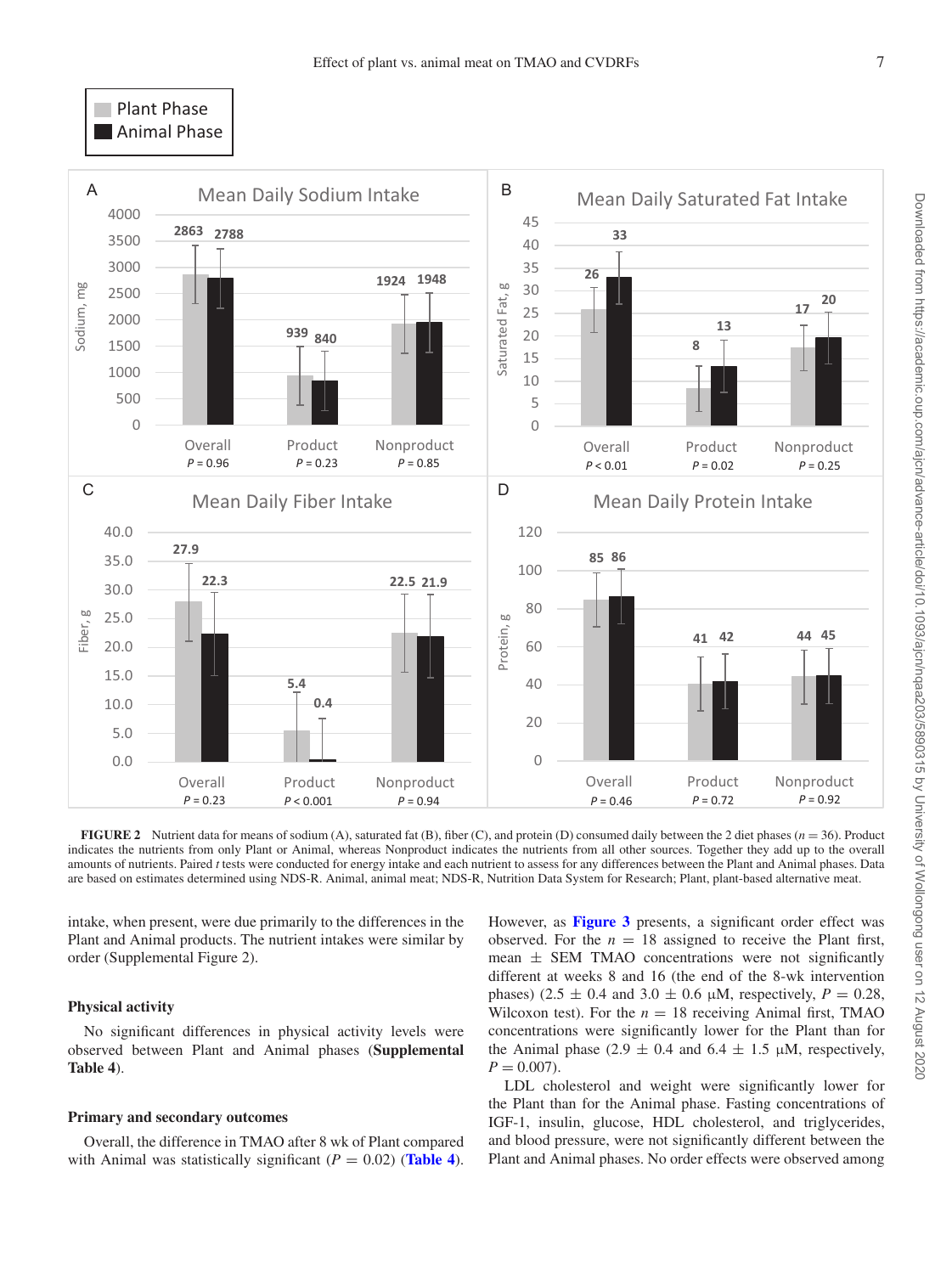FIGURE 2 Nutrient data for means of sodium (A), saturated fat (B), fiber (C), and protein (D) consumed daily between the 2 diet phases ($n = 36$). Product indicates the nutrients from only Plant or Animal, whereas Nonproduct indicates the nutrients from all other sources. Together they add up to the overall amounts of nutrients. Paired *t* tests were conducted for energy intake and each nutrient to assess for any differences between the Plant and Animal phases. Data are based on estimates determined using NDS-R. Animal, animal meat; NDS-R, Nutrition Data System for Research; Plant, plant-based alternative meat.

intake, when present, were due primarily to the differences in the Plant and Animal products. The nutrient intakes were similar by order (Supplemental Figure 2).

### Physical activity

No significant differences in physical activity levels were observed between Plant and Animal phases (**Supplemental Table 4**).

### Primary and secondary outcomes

Overall, the difference in TMAO after 8 wk of Plant compared with Animal was statistically significant ($P = 0.02$) (**Table 4**). However, as **Figure 3** presents, a significant order effect was observed. For the $n = 18$ assigned to receive the Plant first, mean ± SEM TMAO concentrations were not significantly different at weeks 8 and 16 (the end of the 8-wk intervention phases) (2.5 ± 0.4 and 3.0 ± 0.6 µM, respectively, $P = 0.28$, Wilcoxon test). For the $n = 18$ receiving Animal first, TMAO concentrations were significantly lower for the Plant than for the Animal phase (2.9 ± 0.4 and 6.4 ± 1.5 µM, respectively, $P = 0.007$).

LDL cholesterol and weight were significantly lower for the Plant than for the Animal phase. Fasting concentrations of IGF-1, insulin, glucose, HDL cholesterol, and triglycerides, and blood pressure, were not significantly different between the Plant and Animal phases. No order effects were observed among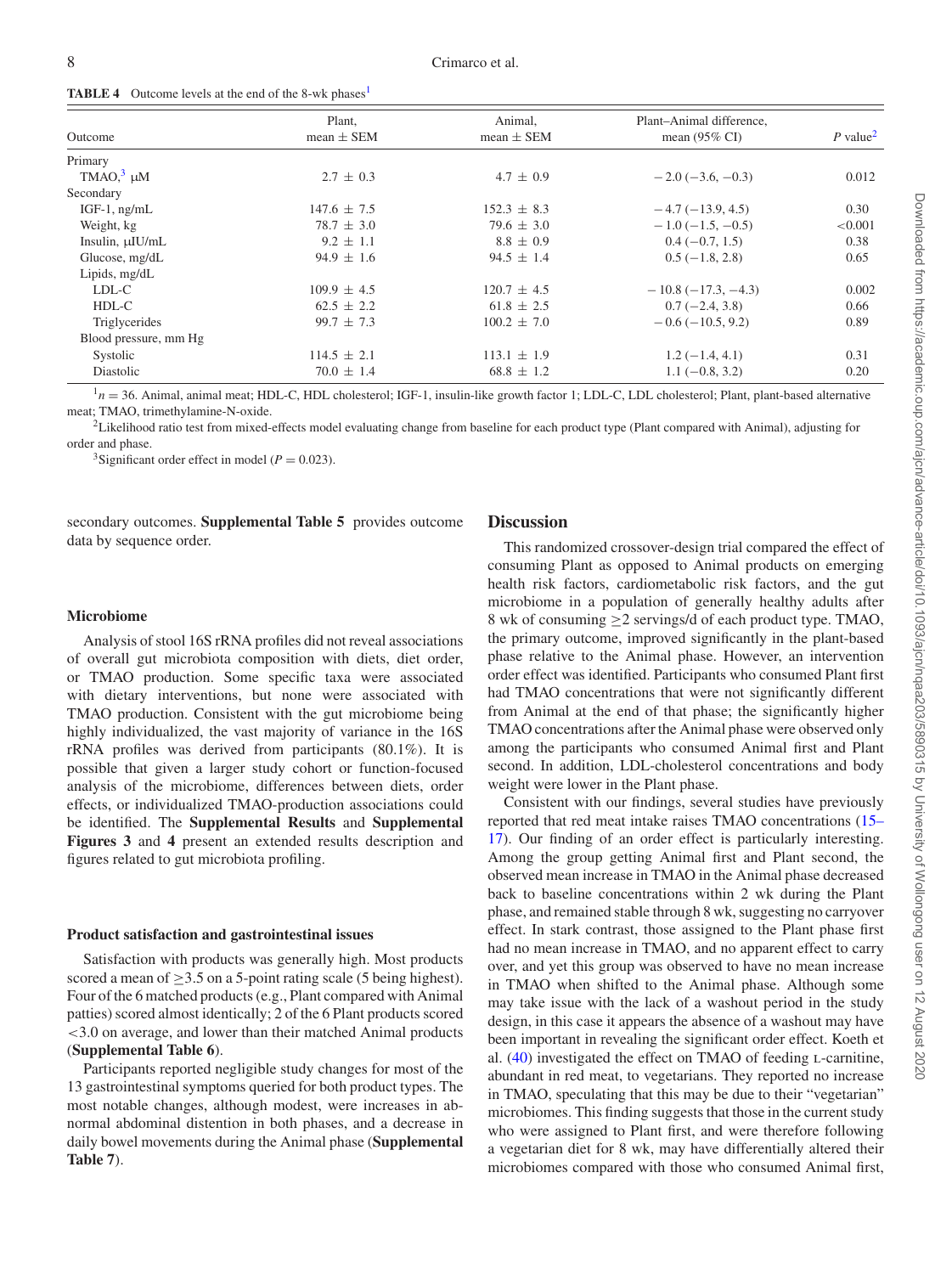**TABLE 4** Outcome levels at the end of the 8-wk phases[1]

| Outcome | Plant, mean ± SEM | Animal, mean ± SEM | Plant–Animal difference, mean (95% CI) | P value[2] |
|---|---|---|---|---|
| Primary | | | | |
| TMAO,[3] μM | 2.7 ± 0.3 | 4.7 ± 0.9 | − 2.0 (−3.6, −0.3) | 0.012 |
| Secondary | | | | |
| IGF-1, ng/mL | 147.6 ± 7.5 | 152.3 ± 8.3 | − 4.7 (−13.9, 4.5) | 0.30 |
| Weight, kg | 78.7 ± 3.0 | 79.6 ± 3.0 | − 1.0 (−1.5, −0.5) | <0.001 |
| Insulin, μIU/mL | 9.2 ± 1.1 | 8.8 ± 0.9 | 0.4 (−0.7, 1.5) | 0.38 |
| Glucose, mg/dL | 94.9 ± 1.6 | 94.5 ± 1.4 | 0.5 (−1.8, 2.8) | 0.65 |
| Lipids, mg/dL | | | | |
| LDL-C | 109.9 ± 4.5 | 120.7 ± 4.5 | − 10.8 (−17.3, −4.3) | 0.002 |
| HDL-C | 62.5 ± 2.2 | 61.8 ± 2.5 | 0.7 (−2.4, 3.8) | 0.66 |
| Triglycerides | 99.7 ± 7.3 | 100.2 ± 7.0 | − 0.6 (−10.5, 9.2) | 0.89 |
| Blood pressure, mm Hg | | | | |
| Systolic | 114.5 ± 2.1 | 113.1 ± 1.9 | 1.2 (−1.4, 4.1) | 0.31 |
| Diastolic | 70.0 ± 1.4 | 68.8 ± 1.2 | 1.1 (−0.8, 3.2) | 0.20 |

[1] $n = 36$. Animal, animal meat; HDL-C, HDL cholesterol; IGF-1, insulin-like growth factor 1; LDL-C, LDL cholesterol; Plant, plant-based alternative meat; TMAO, trimethylamine-N-oxide.

[2] Likelihood ratio test from mixed-effects model evaluating change from baseline for each product type (Plant compared with Animal), adjusting for order and phase.

[3] Significant order effect in model ($P = 0.023$).

secondary outcomes. **Supplemental Table 5** provides outcome data by sequence order.

### Microbiome

Analysis of stool 16S rRNA profiles did not reveal associations of overall gut microbiota composition with diets, diet order, or TMAO production. Some specific taxa were associated with dietary interventions, but none were associated with TMAO production. Consistent with the gut microbiome being highly individualized, the vast majority of variance in the 16S rRNA profiles was derived from participants (80.1%). It is possible that given a larger study cohort or function-focused analysis of the microbiome, differences between diets, order effects, or individualized TMAO-production associations could be identified. The **Supplemental Results** and **Supplemental Figures 3** and **4** present an extended results description and figures related to gut microbiota profiling.

### Product satisfaction and gastrointestinal issues

Satisfaction with products was generally high. Most products scored a mean of ≥3.5 on a 5-point rating scale (5 being highest). Four of the 6 matched products (e.g., Plant compared with Animal patties) scored almost identically; 2 of the 6 Plant products scored <3.0 on average, and lower than their matched Animal products (**Supplemental Table 6**).

Participants reported negligible study changes for most of the 13 gastrointestinal symptoms queried for both product types. The most notable changes, although modest, were increases in abnormal abdominal distention in both phases, and a decrease in daily bowel movements during the Animal phase (**Supplemental Table 7**).

## Discussion

This randomized crossover-design trial compared the effect of consuming Plant as opposed to Animal products on emerging health risk factors, cardiometabolic risk factors, and the gut microbiome in a population of generally healthy adults after 8 wk of consuming ≥2 servings/d of each product type. TMAO, the primary outcome, improved significantly in the plant-based phase relative to the Animal phase. However, an intervention order effect was identified. Participants who consumed Plant first had TMAO concentrations that were not significantly different from Animal at the end of that phase; the significantly higher TMAO concentrations after the Animal phase were observed only among the participants who consumed Animal first and Plant second. In addition, LDL-cholesterol concentrations and body weight were lower in the Plant phase.

Consistent with our findings, several studies have previously reported that red meat intake raises TMAO concentrations (15–17). Our finding of an order effect is particularly interesting. Among the group getting Animal first and Plant second, the observed mean increase in TMAO in the Animal phase decreased back to baseline concentrations within 2 wk during the Plant phase, and remained stable through 8 wk, suggesting no carryover effect. In stark contrast, those assigned to the Plant phase first had no mean increase in TMAO, and no apparent effect to carry over, and yet this group was observed to have no mean increase in TMAO when shifted to the Animal phase. Although some may take issue with the lack of a washout period in the study design, in this case it appears the absence of a washout may have been important in revealing the significant order effect. Koeth et al. (40) investigated the effect on TMAO of feeding L-carnitine, abundant in red meat, to vegetarians. They reported no increase in TMAO, speculating that this may be due to their "vegetarian" microbiomes. This finding suggests that those in the current study who were assigned to Plant first, and were therefore following a vegetarian diet for 8 wk, may have differentially altered their microbiomes compared with those who consumed Animal first,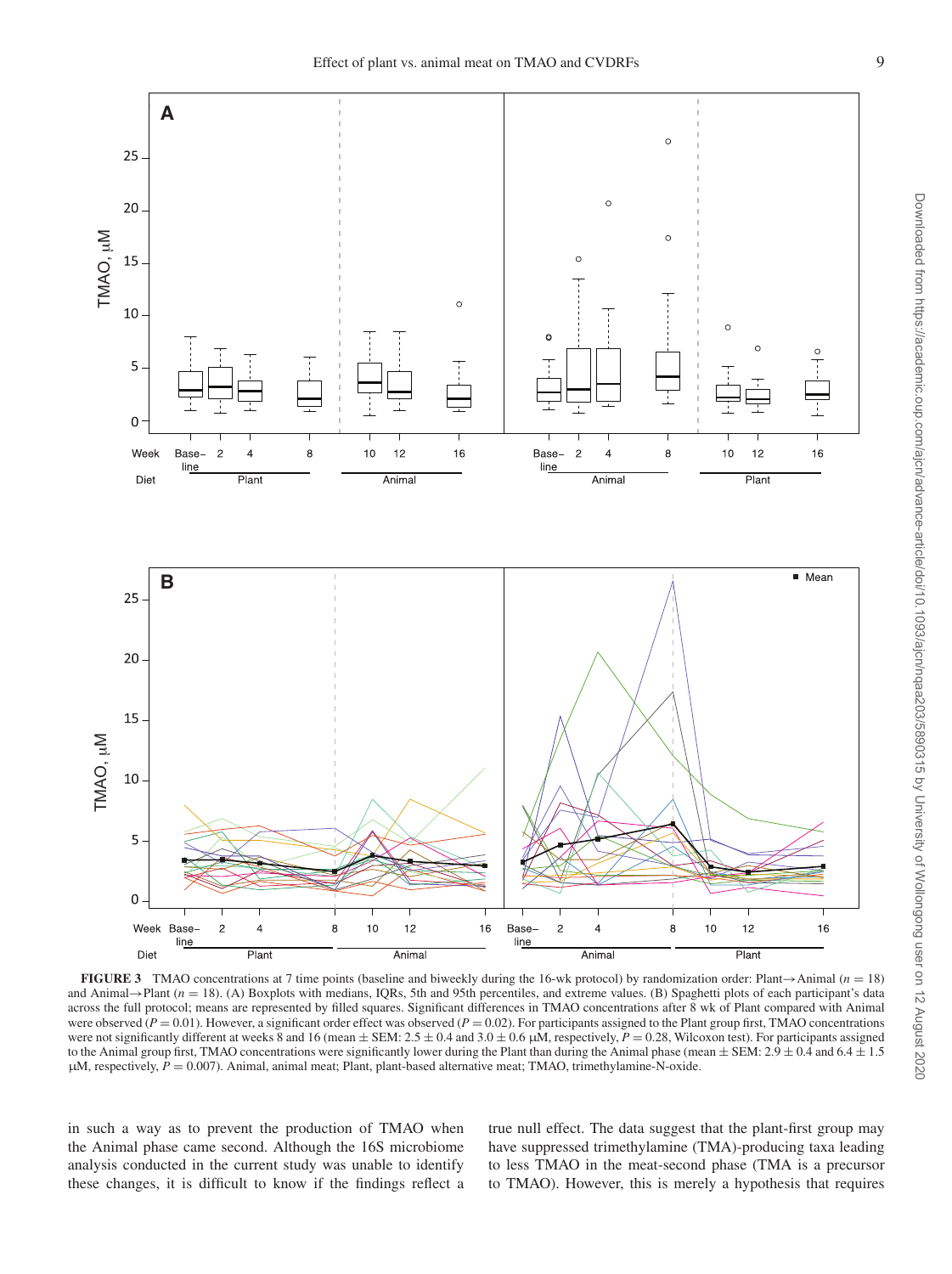**FIGURE 3** TMAO concentrations at 7 time points (baseline and biweekly during the 16-wk protocol) by randomization order: Plant→Animal ($n = 18$) and Animal→Plant ($n = 18$). (A) Boxplots with medians, IQRs, 5th and 95th percentiles, and extreme values. (B) Spaghetti plots of each participant's data across the full protocol; means are represented by filled squares. Significant differences in TMAO concentrations after 8 wk of Plant compared with Animal were observed ($P = 0.01$). However, a significant order effect was observed ($P = 0.02$). For participants assigned to the Plant group first, TMAO concentrations were not significantly different at weeks 8 and 16 (mean ± SEM: 2.5 ± 0.4 and 3.0 ± 0.6 μM, respectively, $P = 0.28$, Wilcoxon test). For participants assigned to the Animal group first, TMAO concentrations were significantly lower during the Plant than during the Animal phase (mean ± SEM: 2.9 ± 0.4 and 6.4 ± 1.5 μM, respectively, $P = 0.007$). Animal, animal meat; Plant, plant-based alternative meat; TMAO, trimethylamine-N-oxide.

in such a way as to prevent the production of TMAO when the Animal phase came second. Although the 16S microbiome analysis conducted in the current study was unable to identify these changes, it is difficult to know if the findings reflect a true null effect. The data suggest that the plant-first group may have suppressed trimethylamine (TMA)-producing taxa leading to less TMAO in the meat-second phase (TMA is a precursor to TMAO). However, this is merely a hypothesis that requires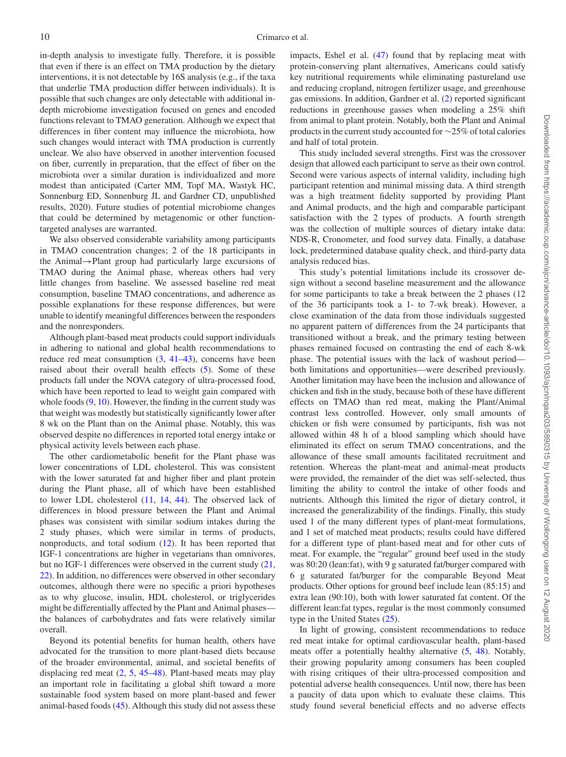in-depth analysis to investigate fully. Therefore, it is possible that even if there is an effect on TMA production by the dietary interventions, it is not detectable by 16S analysis (e.g., if the taxa that underlie TMA production differ between individuals). It is possible that such changes are only detectable with additional in-depth microbiome investigation focused on genes and encoded functions relevant to TMAO generation. Although we expect that differences in fiber content may influence the microbiota, how such changes would interact with TMA production is currently unclear. We also have observed in another intervention focused on fiber, currently in preparation, that the effect of fiber on the microbiota over a similar duration is individualized and more modest than anticipated (Carter MM, Topf MA, Wastyk HC, Sonnenburg ED, Sonnenburg JL and Gardner CD, unpublished results, 2020). Future studies of potential microbiome changes that could be determined by metagenomic or other function-targeted analyses are warranted.

We also observed considerable variability among participants in TMAO concentration changes; 2 of the 18 participants in the Animal→Plant group had particularly large excursions of TMAO during the Animal phase, whereas others had very little changes from baseline. We assessed baseline red meat consumption, baseline TMAO concentrations, and adherence as possible explanations for these response differences, but were unable to identify meaningful differences between the responders and the nonresponders.

Although plant-based meat products could support individuals in adhering to national and global health recommendations to reduce red meat consumption (3, 41–43), concerns have been raised about their overall health effects (5). Some of these products fall under the NOVA category of ultra-processed food, which have been reported to lead to weight gain compared with whole foods (9, 10). However, the finding in the current study was that weight was modestly but statistically significantly lower after 8 wk on the Plant than on the Animal phase. Notably, this was observed despite no differences in reported total energy intake or physical activity levels between each phase.

The other cardiometabolic benefit for the Plant phase was lower concentrations of LDL cholesterol. This was consistent with the lower saturated fat and higher fiber and plant protein during the Plant phase, all of which have been established to lower LDL cholesterol (11, 14, 44). The observed lack of differences in blood pressure between the Plant and Animal phases was consistent with similar sodium intakes during the 2 study phases, which were similar in terms of products, nonproducts, and total sodium (12). It has been reported that IGF-1 concentrations are higher in vegetarians than omnivores, but no IGF-1 differences were observed in the current study (21, 22). In addition, no differences were observed in other secondary outcomes, although there were no specific a priori hypotheses as to why glucose, insulin, HDL cholesterol, or triglycerides might be differentially affected by the Plant and Animal phases—the balances of carbohydrates and fats were relatively similar overall.

Beyond its potential benefits for human health, others have advocated for the transition to more plant-based diets because of the broader environmental, animal, and societal benefits of displacing red meat (2, 5, 45–48). Plant-based meats may play an important role in facilitating a global shift toward a more sustainable food system based on more plant-based and fewer animal-based foods (45). Although this study did not assess these impacts, Eshel et al. (47) found that by replacing meat with protein-conserving plant alternatives, Americans could satisfy key nutritional requirements while eliminating pastureland use and reducing cropland, nitrogen fertilizer usage, and greenhouse gas emissions. In addition, Gardner et al. (2) reported significant reductions in greenhouse gasses when modeling a 25% shift from animal to plant protein. Notably, both the Plant and Animal products in the current study accounted for ∼25% of total calories and half of total protein.

This study included several strengths. First was the crossover design that allowed each participant to serve as their own control. Second were various aspects of internal validity, including high participant retention and minimal missing data. A third strength was a high treatment fidelity supported by providing Plant and Animal products, and the high and comparable participant satisfaction with the 2 types of products. A fourth strength was the collection of multiple sources of dietary intake data: NDS-R, Cronometer, and food survey data. Finally, a database lock, predetermined database quality check, and third-party data analysis reduced bias.

This study's potential limitations include its crossover design without a second baseline measurement and the allowance for some participants to take a break between the 2 phases (12 of the 36 participants took a 1- to 7-wk break). However, a close examination of the data from those individuals suggested no apparent pattern of differences from the 24 participants that transitioned without a break, and the primary testing between phases remained focused on contrasting the end of each 8-wk phase. The potential issues with the lack of washout period—both limitations and opportunities—were described previously. Another limitation may have been the inclusion and allowance of chicken and fish in the study, because both of these have different effects on TMAO than red meat, making the Plant/Animal contrast less controlled. However, only small amounts of chicken or fish were consumed by participants, fish was not allowed within 48 h of a blood sampling which should have eliminated its effect on serum TMAO concentrations, and the allowance of these small amounts facilitated recruitment and retention. Whereas the plant-meat and animal-meat products were provided, the remainder of the diet was self-selected, thus limiting the ability to control the intake of other foods and nutrients. Although this limited the rigor of dietary control, it increased the generalizability of the findings. Finally, this study used 1 of the many different types of plant-meat formulations, and 1 set of matched meat products; results could have differed for a different type of plant-based meat and for other cuts of meat. For example, the "regular" ground beef used in the study was 80:20 (lean:fat), with 9 g saturated fat/burger compared with 6 g saturated fat/burger for the comparable Beyond Meat products. Other options for ground beef include lean (85:15) and extra lean (90:10), both with lower saturated fat content. Of the different lean:fat types, regular is the most commonly consumed type in the United States (25).

In light of growing, consistent recommendations to reduce red meat intake for optimal cardiovascular health, plant-based meats offer a potentially healthy alternative (5, 48). Notably, their growing popularity among consumers has been coupled with rising critiques of their ultra-processed composition and potential adverse health consequences. Until now, there has been a paucity of data upon which to evaluate these claims. This study found several beneficial effects and no adverse effects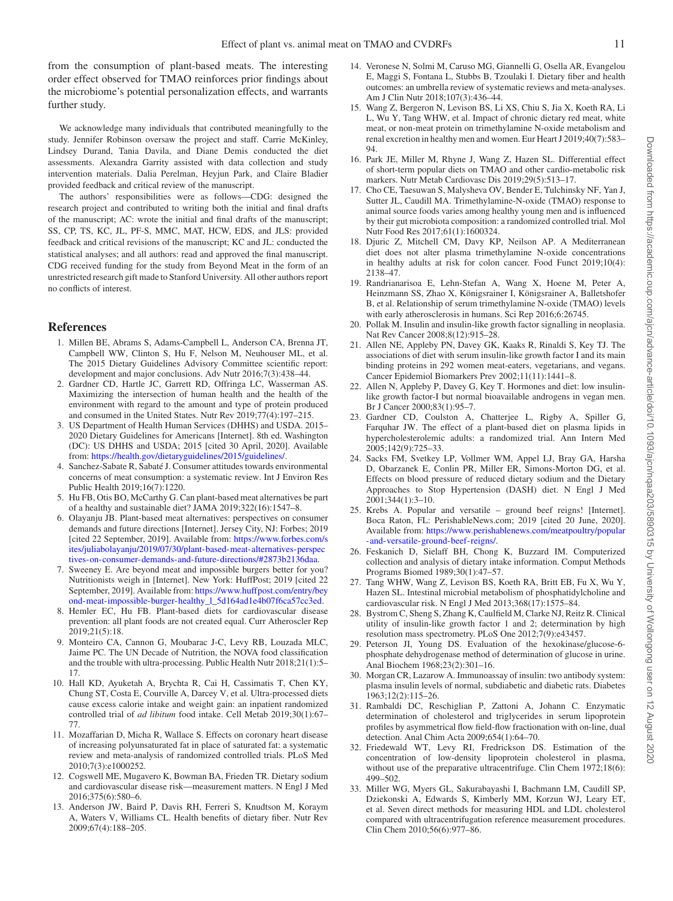from the consumption of plant-based meats. The interesting order effect observed for TMAO reinforces prior findings about the microbiome's potential personalization effects, and warrants further study.

We acknowledge many individuals that contributed meaningfully to the study. Jennifer Robinson oversaw the project and staff. Carrie McKinley, Lindsey Durand, Tania Davila, and Diane Demis conducted the diet assessments. Alexandra Garrity assisted with data collection and study intervention materials. Dalia Perelman, Heyjun Park, and Claire Bladier provided feedback and critical review of the manuscript.

The authors' responsibilities were as follows—CDG: designed the research project and contributed to writing both the initial and final drafts of the manuscript; AC: wrote the initial and final drafts of the manuscript; SS, CP, TS, KC, JL, PF-S, MMC, MAT, HCW, EDS, and JLS: provided feedback and critical revisions of the manuscript; KC and JL: conducted the statistical analyses; and all authors: read and approved the final manuscript. CDG received funding for the study from Beyond Meat in the form of an unrestricted research gift made to Stanford University. All other authors report no conflicts of interest.

## References

1. Millen BE, Abrams S, Adams-Campbell L, Anderson CA, Brenna JT, Campbell WW, Clinton S, Hu F, Nelson M, Neuhouser ML, et al. The 2015 Dietary Guidelines Advisory Committee scientific report: development and major conclusions. Adv Nutr 2016;7(3):438–44.
2. Gardner CD, Hartle JC, Garrett RD, Offringa LC, Wasserman AS. Maximizing the intersection of human health and the health of the environment with regard to the amount and type of protein produced and consumed in the United States. Nutr Rev 2019;77(4):197–215.
3. US Department of Health Human Services (DHHS) and USDA. 2015–2020 Dietary Guidelines for Americans [Internet]. 8th ed. Washington (DC): US DHHS and USDA; 2015 [cited 30 April, 2020]. Available from: https://health.gov/dietaryguidelines/2015/guidelines/.
4. Sanchez-Sabate R, Sabaté J. Consumer attitudes towards environmental concerns of meat consumption: a systematic review. Int J Environ Res Public Health 2019;16(7):1220.
5. Hu FB, Otis BO, McCarthy G. Can plant-based meat alternatives be part of a healthy and sustainable diet? JAMA 2019;322(16):1547–8.
6. Olayanju JB. Plant-based meat alternatives: perspectives on consumer demands and future directions [Internet]. Jersey City, NJ: Forbes; 2019 [cited 22 September, 2019]. Available from: https://www.forbes.com/sites/juliabolayanju/2019/07/30/plant-based-meat-alternatives-perspectives-on-consumer-demands-and-future-directions/#2873b2136daa.
7. Sweeney E. Are beyond meat and impossible burgers better for you? Nutritionists weigh in [Internet]. New York: HuffPost; 2019 [cited 22 September, 2019]. Available from: https://www.huffpost.com/entry/beyond-meat-impossible-burger-healthy_l_5d164ad1e4b07f6ca57cc3ed.
8. Hemler EC, Hu FB. Plant-based diets for cardiovascular disease prevention: all plant foods are not created equal. Curr Atheroscler Rep 2019;21(5):18.
9. Monteiro CA, Cannon G, Moubarac J-C, Levy RB, Louzada MLC, Jaime PC. The UN Decade of Nutrition, the NOVA food classification and the trouble with ultra-processing. Public Health Nutr 2018;21(1):5–17.
10. Hall KD, Ayuketah A, Brychta R, Cai H, Cassimatis T, Chen KY, Chung ST, Costa E, Courville A, Darcey V, et al. Ultra-processed diets cause excess calorie intake and weight gain: an inpatient randomized controlled trial of *ad libitum* food intake. Cell Metab 2019;30(1):67–77.
11. Mozaffarian D, Micha R, Wallace S. Effects on coronary heart disease of increasing polyunsaturated fat in place of saturated fat: a systematic review and meta-analysis of randomized controlled trials. PLoS Med 2010;7(3):e1000252.
12. Cogswell ME, Mugavero K, Bowman BA, Frieden TR. Dietary sodium and cardiovascular disease risk—measurement matters. N Engl J Med 2016;375(6):580–6.
13. Anderson JW, Baird P, Davis RH, Ferreri S, Knudtson M, Koraym A, Waters V, Williams CL. Health benefits of dietary fiber. Nutr Rev 2009;67(4):188–205.
14. Veronese N, Solmi M, Caruso MG, Giannelli G, Osella AR, Evangelou E, Maggi S, Fontana L, Stubbs B, Tzoulaki I. Dietary fiber and health outcomes: an umbrella review of systematic reviews and meta-analyses. Am J Clin Nutr 2018;107(3):436–44.
15. Wang Z, Bergeron N, Levison BS, Li XS, Chiu S, Jia X, Koeth RA, Li L, Wu Y, Tang WHW, et al. Impact of chronic dietary red meat, white meat, or non-meat protein on trimethylamine N-oxide metabolism and renal excretion in healthy men and women. Eur Heart J 2019;40(7):583–94.
16. Park JE, Miller M, Rhyne J, Wang Z, Hazen SL. Differential effect of short-term popular diets on TMAO and other cardio-metabolic risk markers. Nutr Metab Cardiovasc Dis 2019;29(5):513–17.
17. Cho CE, Taesuwan S, Malysheva OV, Bender E, Tulchinsky NF, Yan J, Sutter JL, Caudill MA. Trimethylamine-N-oxide (TMAO) response to animal source foods varies among healthy young men and is influenced by their gut microbiota composition: a randomized controlled trial. Mol Nutr Food Res 2017;61(1):1600324.
18. Djuric Z, Mitchell CM, Davy KP, Neilson AP. A Mediterranean diet does not alter plasma trimethylamine N-oxide concentrations in healthy adults at risk for colon cancer. Food Funct 2019;10(4):2138–47.
19. Randrianarisoa E, Lehn-Stefan A, Wang X, Hoene M, Peter A, Heinzmann SS, Zhao X, Königsrainer I, Königsrainer A, Balletshofer B, et al. Relationship of serum trimethylamine N-oxide (TMAO) levels with early atherosclerosis in humans. Sci Rep 2016;6:26745.
20. Pollak M. Insulin and insulin-like growth factor signalling in neoplasia. Nat Rev Cancer 2008;8(12):915–28.
21. Allen NE, Appleby PN, Davey GK, Kaaks R, Rinaldi S, Key TJ. The associations of diet with serum insulin-like growth factor I and its main binding proteins in 292 women meat-eaters, vegetarians, and vegans. Cancer Epidemiol Biomarkers Prev 2002;11(11):1441–8.
22. Allen N, Appleby P, Davey G, Key T. Hormones and diet: low insulin-like growth factor-I but normal bioavailable androgens in vegan men. Br J Cancer 2000;83(1):95–7.
23. Gardner CD, Coulston A, Chatterjee L, Rigby A, Spiller G, Farquhar JW. The effect of a plant-based diet on plasma lipids in hypercholesterolemic adults: a randomized trial. Ann Intern Med 2005;142(9):725–33.
24. Sacks FM, Svetkey LP, Vollmer WM, Appel LJ, Bray GA, Harsha D, Obarzanek E, Conlin PR, Miller ER, Simons-Morton DG, et al. Effects on blood pressure of reduced dietary sodium and the Dietary Approaches to Stop Hypertension (DASH) diet. N Engl J Med 2001;344(1):3–10.
25. Krebs A. Popular and versatile – ground beef reigns! [Internet]. Boca Raton, FL: PerishableNews.com; 2019 [cited 20 June, 2020]. Available from: https://www.perishablenews.com/meatpoultry/popular-and-versatile-ground-beef-reigns/.
26. Feskanich D, Sielaff BH, Chong K, Buzzard IM. Computerized collection and analysis of dietary intake information. Comput Methods Programs Biomed 1989;30(1):47–57.
27. Tang WHW, Wang Z, Levison BS, Koeth RA, Britt EB, Fu X, Wu Y, Hazen SL. Intestinal microbial metabolism of phosphatidylcholine and cardiovascular risk. N Engl J Med 2013;368(17):1575–84.
28. Bystrom C, Sheng S, Zhang K, Caulfield M, Clarke NJ, Reitz R. Clinical utility of insulin-like growth factor 1 and 2; determination by high resolution mass spectrometry. PLoS One 2012;7(9):e43457.
29. Peterson JI, Young DS. Evaluation of the hexokinase/glucose-6-phosphate dehydrogenase method of determination of glucose in urine. Anal Biochem 1968;23(2):301–16.
30. Morgan CR, Lazarow A. Immunoassay of insulin: two antibody system: plasma insulin levels of normal, subdiabetic and diabetic rats. Diabetes 1963;12(2):115–26.
31. Rambaldi DC, Reschiglian P, Zattoni A, Johann C. Enzymatic determination of cholesterol and triglycerides in serum lipoprotein profiles by asymmetrical flow field-flow fractionation with on-line, dual detection. Anal Chim Acta 2009;654(1):64–70.
32. Friedewald WT, Levy RI, Fredrickson DS. Estimation of the concentration of low-density lipoprotein cholesterol in plasma, without use of the preparative ultracentrifuge. Clin Chem 1972;18(6):499–502.
33. Miller WG, Myers GL, Sakurabayashi I, Bachmann LM, Caudill SP, Dziekonski A, Edwards S, Kimberly MM, Korzun WJ, Leary ET, et al. Seven direct methods for measuring HDL and LDL cholesterol compared with ultracentrifugation reference measurement procedures. Clin Chem 2010;56(6):977–86.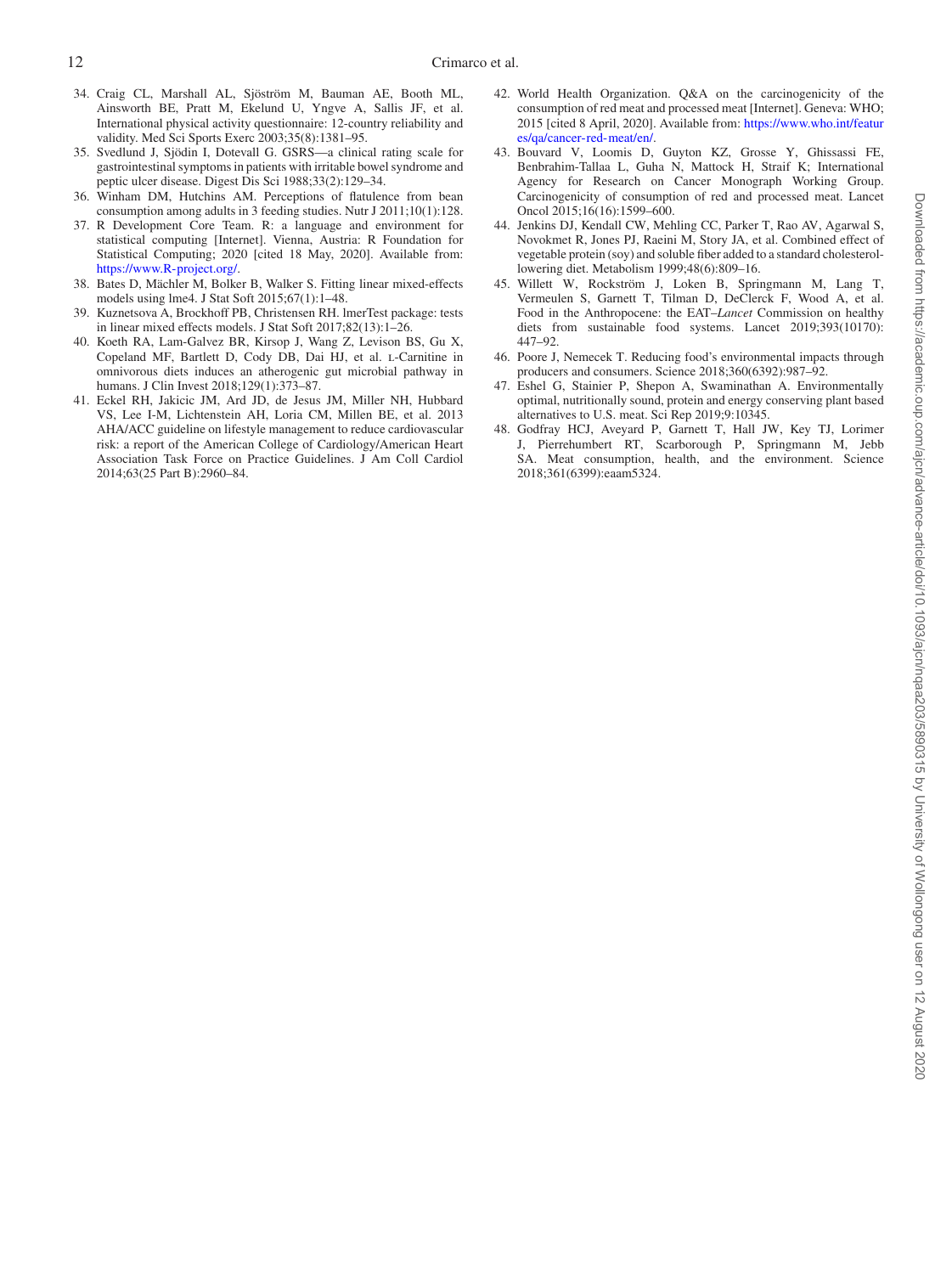34. Craig CL, Marshall AL, Sjöström M, Bauman AE, Booth ML, Ainsworth BE, Pratt M, Ekelund U, Yngve A, Sallis JF, et al. International physical activity questionnaire: 12-country reliability and validity. Med Sci Sports Exerc 2003;35(8):1381–95.
35. Svedlund J, Sjödin I, Dotevall G. GSRS—a clinical rating scale for gastrointestinal symptoms in patients with irritable bowel syndrome and peptic ulcer disease. Digest Dis Sci 1988;33(2):129–34.
36. Winham DM, Hutchins AM. Perceptions of flatulence from bean consumption among adults in 3 feeding studies. Nutr J 2011;10(1):128.
37. R Development Core Team. R: a language and environment for statistical computing [Internet]. Vienna, Austria: R Foundation for Statistical Computing; 2020 [cited 18 May, 2020]. Available from: https://www.R-project.org/.
38. Bates D, Mächler M, Bolker B, Walker S. Fitting linear mixed-effects models using lme4. J Stat Soft 2015;67(1):1–48.
39. Kuznetsova A, Brockhoff PB, Christensen RH. lmerTest package: tests in linear mixed effects models. J Stat Soft 2017;82(13):1–26.
40. Koeth RA, Lam-Galvez BR, Kirsop J, Wang Z, Levison BS, Gu X, Copeland MF, Bartlett D, Cody DB, Dai HJ, et al. L-Carnitine in omnivorous diets induces an atherogenic gut microbial pathway in humans. J Clin Invest 2018;129(1):373–87.
41. Eckel RH, Jakicic JM, Ard JD, de Jesus JM, Miller NH, Hubbard VS, Lee I-M, Lichtenstein AH, Loria CM, Millen BE, et al. 2013 AHA/ACC guideline on lifestyle management to reduce cardiovascular risk: a report of the American College of Cardiology/American Heart Association Task Force on Practice Guidelines. J Am Coll Cardiol 2014;63(25 Part B):2960–84.
42. World Health Organization. Q&A on the carcinogenicity of the consumption of red meat and processed meat [Internet]. Geneva: WHO; 2015 [cited 8 April, 2020]. Available from: https://www.who.int/features/qa/cancer-red-meat/en/.
43. Bouvard V, Loomis D, Guyton KZ, Grosse Y, Ghissassi FE, Benbrahim-Tallaa L, Guha N, Mattock H, Straif K; International Agency for Research on Cancer Monograph Working Group. Carcinogenicity of consumption of red and processed meat. Lancet Oncol 2015;16(16):1599–600.
44. Jenkins DJ, Kendall CW, Mehling CC, Parker T, Rao AV, Agarwal S, Novokmet R, Jones PJ, Raeini M, Story JA, et al. Combined effect of vegetable protein (soy) and soluble fiber added to a standard cholesterol-lowering diet. Metabolism 1999;48(6):809–16.
45. Willett W, Rockström J, Loken B, Springmann M, Lang T, Vermeulen S, Garnett T, Tilman D, DeClerck F, Wood A, et al. Food in the Anthropocene: the EAT–*Lancet* Commission on healthy diets from sustainable food systems. Lancet 2019;393(10170):447–92.
46. Poore J, Nemecek T. Reducing food's environmental impacts through producers and consumers. Science 2018;360(6392):987–92.
47. Eshel G, Stainier P, Shepon A, Swaminathan A. Environmentally optimal, nutritionally sound, protein and energy conserving plant based alternatives to U.S. meat. Sci Rep 2019;9:10345.
48. Godfray HCJ, Aveyard P, Garnett T, Hall JW, Key TJ, Lorimer J, Pierrehumbert RT, Scarborough P, Springmann M, Jebb SA. Meat consumption, health, and the environment. Science 2018;361(6399):eaam5324.